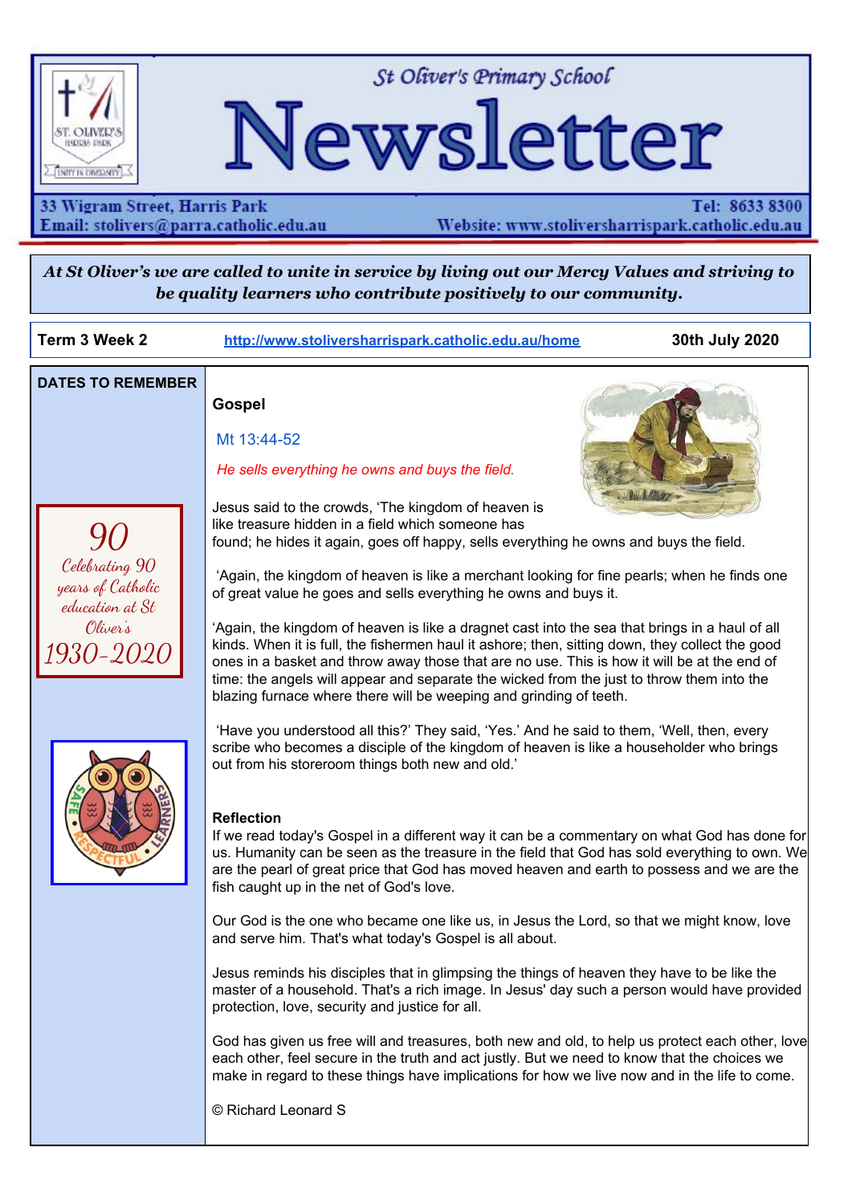# St Oliver's Primary School Newsletter

33 Wigram Street, Harris Park
Tel: 8633 8300
Email: stolivers@parra.catholic.edu.au
Website: www.stoliversharrispark.catholic.edu.au

***At St Oliver's we are called to unite in service by living out our Mercy Values and striving to be quality learners who contribute positively to our community.***

**Term 3 Week 2** | http://www.stoliversharrispark.catholic.edu.au/home | **30th July 2020**

**DATES TO REMEMBER**

*90*
*Celebrating 90 years of Catholic education at St Oliver's*
*1930-2020*

### Gospel

Mt 13:44-52

*He sells everything he owns and buys the field.*

Jesus said to the crowds, 'The kingdom of heaven is like treasure hidden in a field which someone has found; he hides it again, goes off happy, sells everything he owns and buys the field.

'Again, the kingdom of heaven is like a merchant looking for fine pearls; when he finds one of great value he goes and sells everything he owns and buys it.

'Again, the kingdom of heaven is like a dragnet cast into the sea that brings in a haul of all kinds. When it is full, the fishermen haul it ashore; then, sitting down, they collect the good ones in a basket and throw away those that are no use. This is how it will be at the end of time: the angels will appear and separate the wicked from the just to throw them into the blazing furnace where there will be weeping and grinding of teeth.

'Have you understood all this?' They said, 'Yes.' And he said to them, 'Well, then, every scribe who becomes a disciple of the kingdom of heaven is like a householder who brings out from his storeroom things both new and old.'

### Reflection

If we read today's Gospel in a different way it can be a commentary on what God has done for us. Humanity can be seen as the treasure in the field that God has sold everything to own. We are the pearl of great price that God has moved heaven and earth to possess and we are the fish caught up in the net of God's love.

Our God is the one who became one like us, in Jesus the Lord, so that we might know, love and serve him. That's what today's Gospel is all about.

Jesus reminds his disciples that in glimpsing the things of heaven they have to be like the master of a household. That's a rich image. In Jesus' day such a person would have provided protection, love, security and justice for all.

God has given us free will and treasures, both new and old, to help us protect each other, love each other, feel secure in the truth and act justly. But we need to know that the choices we make in regard to these things have implications for how we live now and in the life to come.

© Richard Leonard S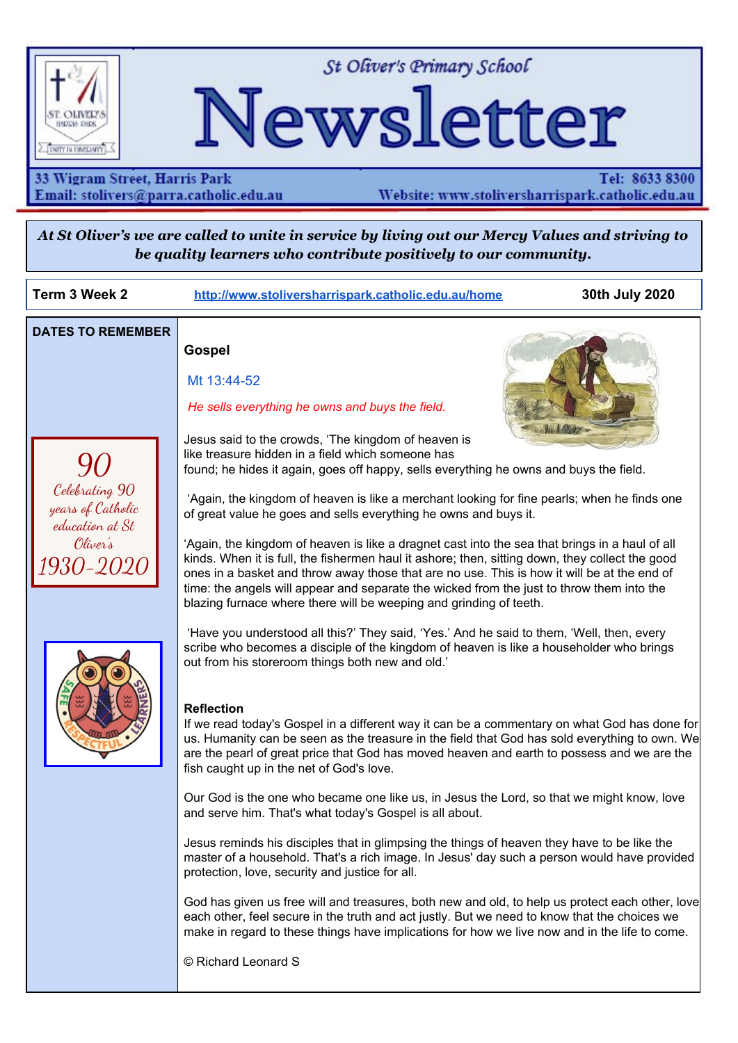# St Oliver's Primary School Newsletter

33 Wigram Street, Harris Park
Email: stolivers@parra.catholic.edu.au

Tel: 8633 8300
Website: www.stoliversharrispark.catholic.edu.au

***At St Oliver's we are called to unite in service by living out our Mercy Values and striving to be quality learners who contribute positively to our community.***

**Term 3 Week 2** | http://www.stoliversharrispark.catholic.edu.au/home | **30th July 2020**

**DATES TO REMEMBER**

*90*
*Celebrating 90 years of Catholic education at St Oliver's*
*1930-2020*

### Gospel

Mt 13:44-52

*He sells everything he owns and buys the field.*

Jesus said to the crowds, 'The kingdom of heaven is like treasure hidden in a field which someone has found; he hides it again, goes off happy, sells everything he owns and buys the field.

'Again, the kingdom of heaven is like a merchant looking for fine pearls; when he finds one of great value he goes and sells everything he owns and buys it.

'Again, the kingdom of heaven is like a dragnet cast into the sea that brings in a haul of all kinds. When it is full, the fishermen haul it ashore; then, sitting down, they collect the good ones in a basket and throw away those that are no use. This is how it will be at the end of time: the angels will appear and separate the wicked from the just to throw them into the blazing furnace where there will be weeping and grinding of teeth.

'Have you understood all this?' They said, 'Yes.' And he said to them, 'Well, then, every scribe who becomes a disciple of the kingdom of heaven is like a householder who brings out from his storeroom things both new and old.'

### Reflection

If we read today's Gospel in a different way it can be a commentary on what God has done for us. Humanity can be seen as the treasure in the field that God has sold everything to own. We are the pearl of great price that God has moved heaven and earth to possess and we are the fish caught up in the net of God's love.

Our God is the one who became one like us, in Jesus the Lord, so that we might know, love and serve him. That's what today's Gospel is all about.

Jesus reminds his disciples that in glimpsing the things of heaven they have to be like the master of a household. That's a rich image. In Jesus' day such a person would have provided protection, love, security and justice for all.

God has given us free will and treasures, both new and old, to help us protect each other, love each other, feel secure in the truth and act justly. But we need to know that the choices we make in regard to these things have implications for how we live now and in the life to come.

© Richard Leonard S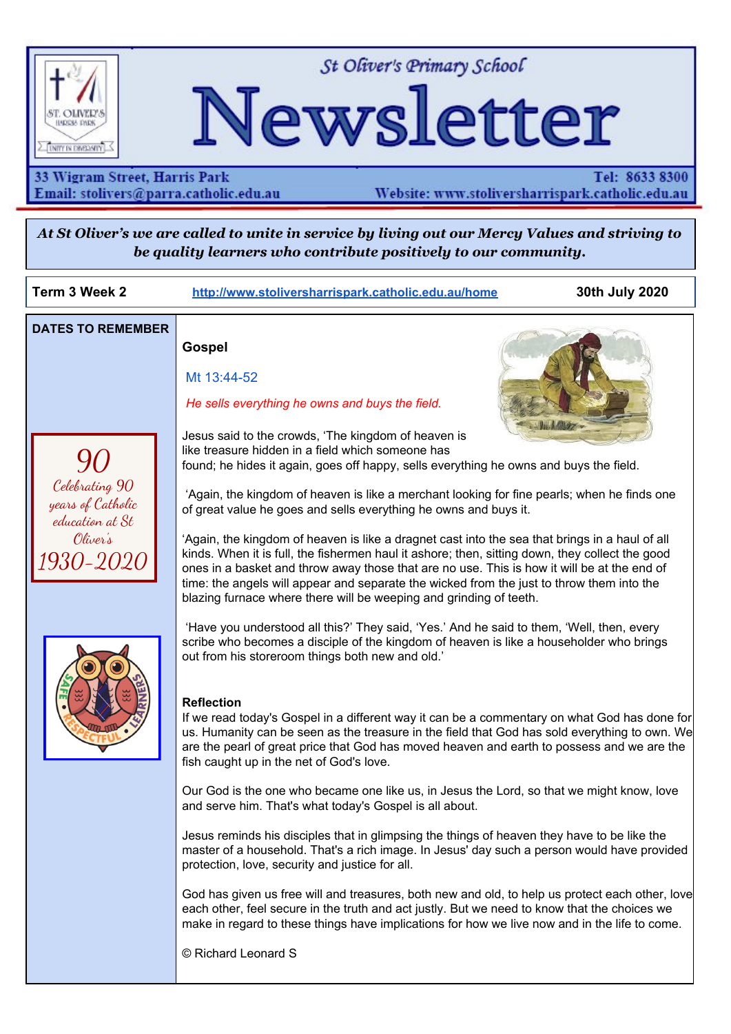# St Oliver's Primary School Newsletter

33 Wigram Street, Harris Park | Tel: 8633 8300

Email: stolivers@parra.catholic.edu.au | Website: www.stoliversharrispark.catholic.edu.au

***At St Oliver's we are called to unite in service by living out our Mercy Values and striving to be quality learners who contribute positively to our community.***

**Term 3 Week 2** | http://www.stoliversharrispark.catholic.edu.au/home | **30th July 2020**

**DATES TO REMEMBER**

*90*
*Celebrating 90 years of Catholic education at St Oliver's*
*1930-2020*

SAFE • RESPECTFUL • LEARNERS

**Gospel**

Mt 13:44-52

*He sells everything he owns and buys the field.*

Jesus said to the crowds, 'The kingdom of heaven is like treasure hidden in a field which someone has found; he hides it again, goes off happy, sells everything he owns and buys the field.

'Again, the kingdom of heaven is like a merchant looking for fine pearls; when he finds one of great value he goes and sells everything he owns and buys it.

'Again, the kingdom of heaven is like a dragnet cast into the sea that brings in a haul of all kinds. When it is full, the fishermen haul it ashore; then, sitting down, they collect the good ones in a basket and throw away those that are no use. This is how it will be at the end of time: the angels will appear and separate the wicked from the just to throw them into the blazing furnace where there will be weeping and grinding of teeth.

'Have you understood all this?' They said, 'Yes.' And he said to them, 'Well, then, every scribe who becomes a disciple of the kingdom of heaven is like a householder who brings out from his storeroom things both new and old.'

**Reflection**

If we read today's Gospel in a different way it can be a commentary on what God has done for us. Humanity can be seen as the treasure in the field that God has sold everything to own. We are the pearl of great price that God has moved heaven and earth to possess and we are the fish caught up in the net of God's love.

Our God is the one who became one like us, in Jesus the Lord, so that we might know, love and serve him. That's what today's Gospel is all about.

Jesus reminds his disciples that in glimpsing the things of heaven they have to be like the master of a household. That's a rich image. In Jesus' day such a person would have provided protection, love, security and justice for all.

God has given us free will and treasures, both new and old, to help us protect each other, love each other, feel secure in the truth and act justly. But we need to know that the choices we make in regard to these things have implications for how we live now and in the life to come.

© Richard Leonard S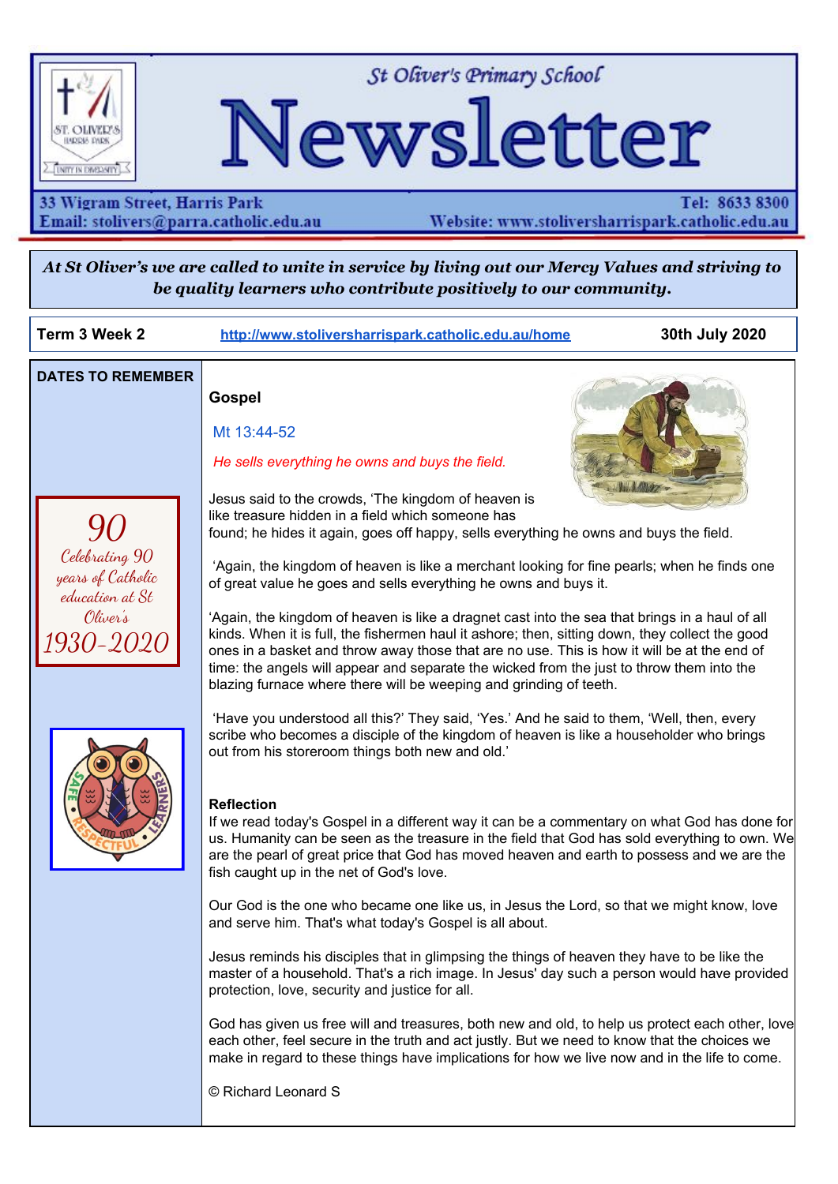St Oliver's Primary School

# Newsletter

33 Wigram Street, Harris Park
Email: stolivers@parra.catholic.edu.au

Tel: 8633 8300
Website: www.stoliversharrispark.catholic.edu.au

***At St Oliver's we are called to unite in service by living out our Mercy Values and striving to be quality learners who contribute positively to our community.***

**Term 3 Week 2** | http://www.stoliversharrispark.catholic.edu.au/home | **30th July 2020**

**DATES TO REMEMBER**

*90 Celebrating 90 years of Catholic education at St Oliver's 1930-2020*

## Gospel

Mt 13:44-52

*He sells everything he owns and buys the field.*

Jesus said to the crowds, 'The kingdom of heaven is like treasure hidden in a field which someone has found; he hides it again, goes off happy, sells everything he owns and buys the field.

'Again, the kingdom of heaven is like a merchant looking for fine pearls; when he finds one of great value he goes and sells everything he owns and buys it.

'Again, the kingdom of heaven is like a dragnet cast into the sea that brings in a haul of all kinds. When it is full, the fishermen haul it ashore; then, sitting down, they collect the good ones in a basket and throw away those that are no use. This is how it will be at the end of time: the angels will appear and separate the wicked from the just to throw them into the blazing furnace where there will be weeping and grinding of teeth.

'Have you understood all this?' They said, 'Yes.' And he said to them, 'Well, then, every scribe who becomes a disciple of the kingdom of heaven is like a householder who brings out from his storeroom things both new and old.'

**Reflection**

If we read today's Gospel in a different way it can be a commentary on what God has done for us. Humanity can be seen as the treasure in the field that God has sold everything to own. We are the pearl of great price that God has moved heaven and earth to possess and we are the fish caught up in the net of God's love.

Our God is the one who became one like us, in Jesus the Lord, so that we might know, love and serve him. That's what today's Gospel is all about.

Jesus reminds his disciples that in glimpsing the things of heaven they have to be like the master of a household. That's a rich image. In Jesus' day such a person would have provided protection, love, security and justice for all.

God has given us free will and treasures, both new and old, to help us protect each other, love each other, feel secure in the truth and act justly. But we need to know that the choices we make in regard to these things have implications for how we live now and in the life to come.

© Richard Leonard S